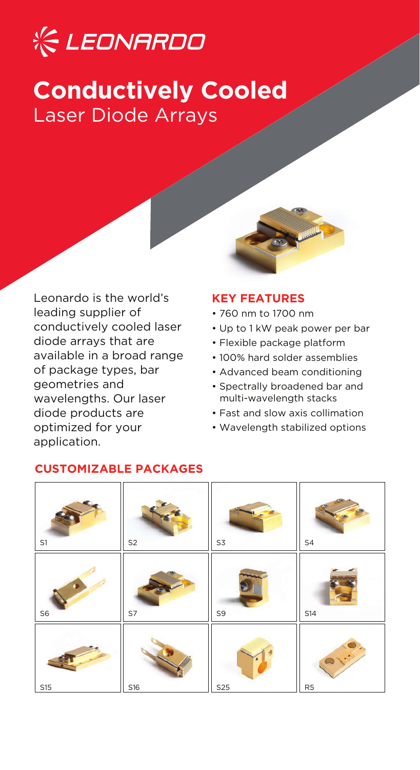# Conductively Cooled

Laser Diode Arrays

Leonardo is the world's leading supplier of conductively cooled laser diode arrays that are available in a broad range of package types, bar geometries and wavelengths. Our laser diode products are optimized for your application.

## KEY FEATURES

- 760 nm to 1700 nm
- Up to 1 kW peak power per bar
- Flexible package platform
- 100% hard solder assemblies
- Advanced beam conditioning
- Spectrally broadened bar and multi-wavelength stacks
- Fast and slow axis collimation
- Wavelength stabilized options

## CUSTOMIZABLE PACKAGES

| | | | |
|---|---|---|---|
| S1 | S2 | S3 | S4 |
| S6 | S7 | S9 | S14 |
| S15 | S16 | S25 | R5 |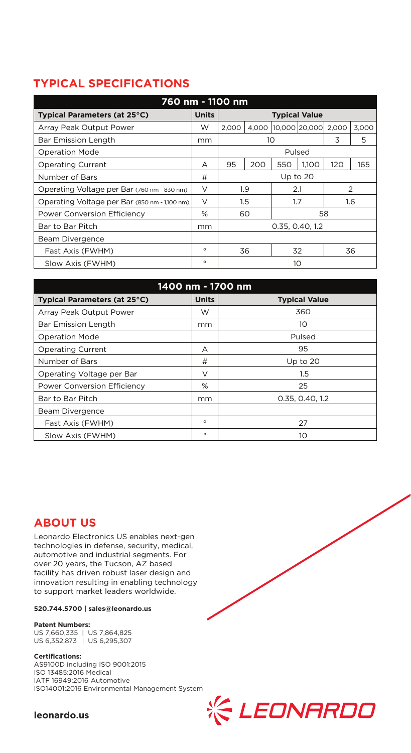## TYPICAL SPECIFICATIONS

| 760 nm - 1100 nm | | | | | | | |
|---|---|---|---|---|---|---|---|
| **Typical Parameters (at 25°C)** | **Units** | **Typical Value** | | | | | |
| Array Peak Output Power | W | 2,000 | 4,000 | 10,000 | 20,000 | 2,000 | 3,000 |
| Bar Emission Length | mm | 10 | | | | 3 | 5 |
| Operation Mode | | Pulsed | | | | | |
| Operating Current | A | 95 | 200 | 550 | 1,100 | 120 | 165 |
| Number of Bars | # | Up to 20 | | | | | |
| Operating Voltage per Bar (760 nm - 830 nm) | V | 1.9 | | 2.1 | | 2 | |
| Operating Voltage per Bar (850 nm - 1,100 nm) | V | 1.5 | | 1.7 | | 1.6 | |
| Power Conversion Efficiency | % | 60 | | 58 | | | |
| Bar to Bar Pitch | mm | 0.35, 0.40, 1.2 | | | | | |
| Beam Divergence | | | | | | | |
| Fast Axis (FWHM) | ° | 36 | | 32 | | 36 | |
| Slow Axis (FWHM) | ° | 10 | | | | | |

| 1400 nm - 1700 nm | | |
|---|---|---|
| **Typical Parameters (at 25°C)** | **Units** | **Typical Value** |
| Array Peak Output Power | W | 360 |
| Bar Emission Length | mm | 10 |
| Operation Mode | | Pulsed |
| Operating Current | A | 95 |
| Number of Bars | # | Up to 20 |
| Operating Voltage per Bar | V | 1.5 |
| Power Conversion Efficiency | % | 25 |
| Bar to Bar Pitch | mm | 0.35, 0.40, 1.2 |
| Beam Divergence | | |
| Fast Axis (FWHM) | ° | 27 |
| Slow Axis (FWHM) | ° | 10 |

## ABOUT US

Leonardo Electronics US enables next-gen technologies in defense, security, medical, automotive and industrial segments. For over 20 years, the Tucson, AZ based facility has driven robust laser design and innovation resulting in enabling technology to support market leaders worldwide.

**520.744.5700 | sales@leonardo.us**

**Patent Numbers:**
US 7,660,335 | US 7,864,825
US 6,352,873 | US 6,295,307

**Certifications:**
AS9100D including ISO 9001:2015
ISO 13485:2016 Medical
IATF 16949:2016 Automotive
ISO14001:2016 Environmental Management System

**leonardo.us**

LEONARDO